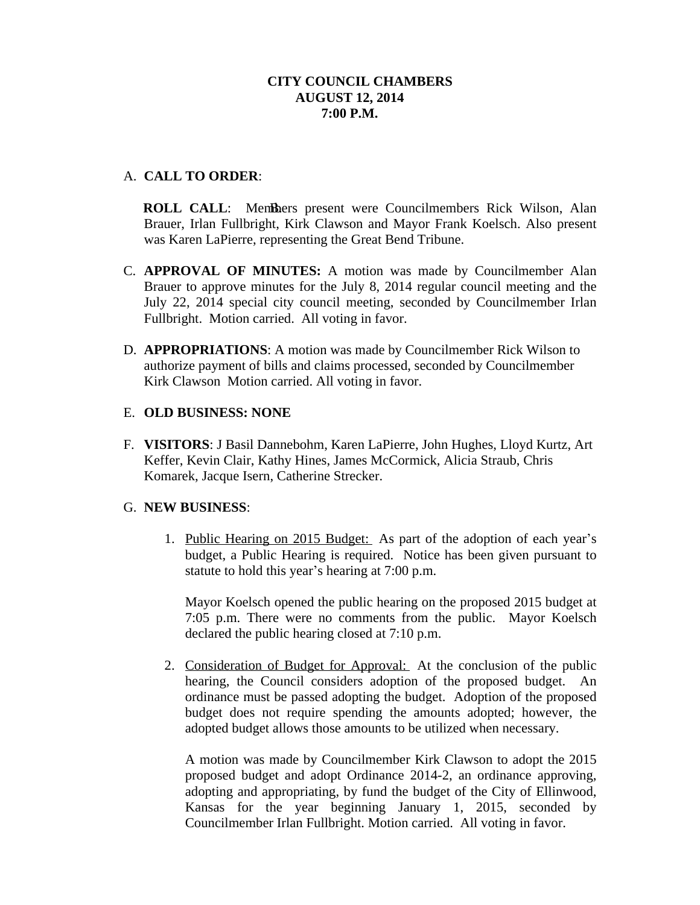**CITY COUNCIL CHAMBERS**
**AUGUST 12, 2014**
**7:00 P.M.**

A. **CALL TO ORDER**:

B. **ROLL CALL**: Members present were Councilmembers Rick Wilson, Alan Brauer, Irlan Fullbright, Kirk Clawson and Mayor Frank Koelsch. Also present was Karen LaPierre, representing the Great Bend Tribune.

C. **APPROVAL OF MINUTES:** A motion was made by Councilmember Alan Brauer to approve minutes for the July 8, 2014 regular council meeting and the July 22, 2014 special city council meeting, seconded by Councilmember Irlan Fullbright. Motion carried. All voting in favor.

D. **APPROPRIATIONS**: A motion was made by Councilmember Rick Wilson to authorize payment of bills and claims processed, seconded by Councilmember Kirk Clawson Motion carried. All voting in favor.

E. **OLD BUSINESS: NONE**

F. **VISITORS**: J Basil Dannebohm, Karen LaPierre, John Hughes, Lloyd Kurtz, Art Keffer, Kevin Clair, Kathy Hines, James McCormick, Alicia Straub, Chris Komarek, Jacque Isern, Catherine Strecker.

G. **NEW BUSINESS**:

1. Public Hearing on 2015 Budget: As part of the adoption of each year's budget, a Public Hearing is required. Notice has been given pursuant to statute to hold this year's hearing at 7:00 p.m.

   Mayor Koelsch opened the public hearing on the proposed 2015 budget at 7:05 p.m. There were no comments from the public. Mayor Koelsch declared the public hearing closed at 7:10 p.m.

2. Consideration of Budget for Approval: At the conclusion of the public hearing, the Council considers adoption of the proposed budget. An ordinance must be passed adopting the budget. Adoption of the proposed budget does not require spending the amounts adopted; however, the adopted budget allows those amounts to be utilized when necessary.

   A motion was made by Councilmember Kirk Clawson to adopt the 2015 proposed budget and adopt Ordinance 2014-2, an ordinance approving, adopting and appropriating, by fund the budget of the City of Ellinwood, Kansas for the year beginning January 1, 2015, seconded by Councilmember Irlan Fullbright. Motion carried. All voting in favor.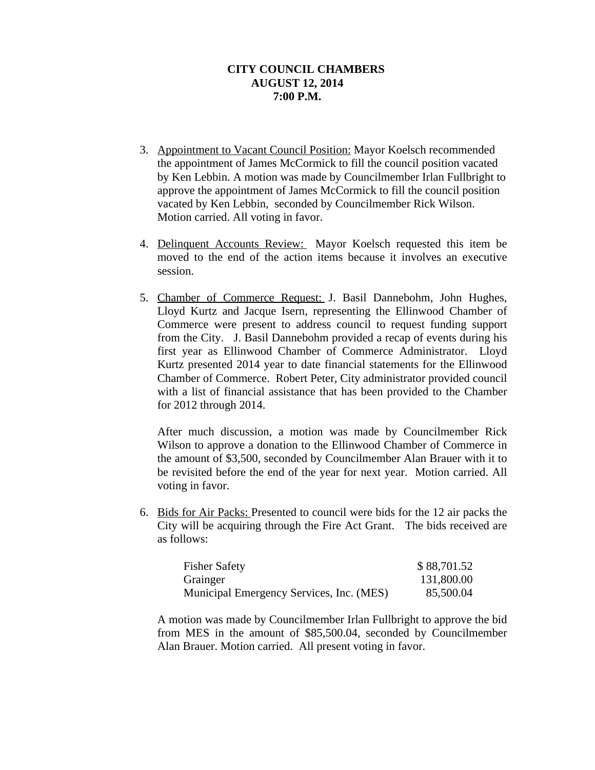**CITY COUNCIL CHAMBERS**
**AUGUST 12, 2014**
**7:00 P.M.**

3. Appointment to Vacant Council Position: Mayor Koelsch recommended the appointment of James McCormick to fill the council position vacated by Ken Lebbin. A motion was made by Councilmember Irlan Fullbright to approve the appointment of James McCormick to fill the council position vacated by Ken Lebbin, seconded by Councilmember Rick Wilson. Motion carried. All voting in favor.

4. Delinquent Accounts Review: Mayor Koelsch requested this item be moved to the end of the action items because it involves an executive session.

5. Chamber of Commerce Request: J. Basil Dannebohm, John Hughes, Lloyd Kurtz and Jacque Isern, representing the Ellinwood Chamber of Commerce were present to address council to request funding support from the City. J. Basil Dannebohm provided a recap of events during his first year as Ellinwood Chamber of Commerce Administrator. Lloyd Kurtz presented 2014 year to date financial statements for the Ellinwood Chamber of Commerce. Robert Peter, City administrator provided council with a list of financial assistance that has been provided to the Chamber for 2012 through 2014.

   After much discussion, a motion was made by Councilmember Rick Wilson to approve a donation to the Ellinwood Chamber of Commerce in the amount of $3,500, seconded by Councilmember Alan Brauer with it to be revisited before the end of the year for next year. Motion carried. All voting in favor.

6. Bids for Air Packs: Presented to council were bids for the 12 air packs the City will be acquiring through the Fire Act Grant. The bids received are as follows:

   | | |
   |---|---|
   | Fisher Safety | $ 88,701.52 |
   | Grainger | 131,800.00 |
   | Municipal Emergency Services, Inc. (MES) | 85,500.04 |

   A motion was made by Councilmember Irlan Fullbright to approve the bid from MES in the amount of $85,500.04, seconded by Councilmember Alan Brauer. Motion carried. All present voting in favor.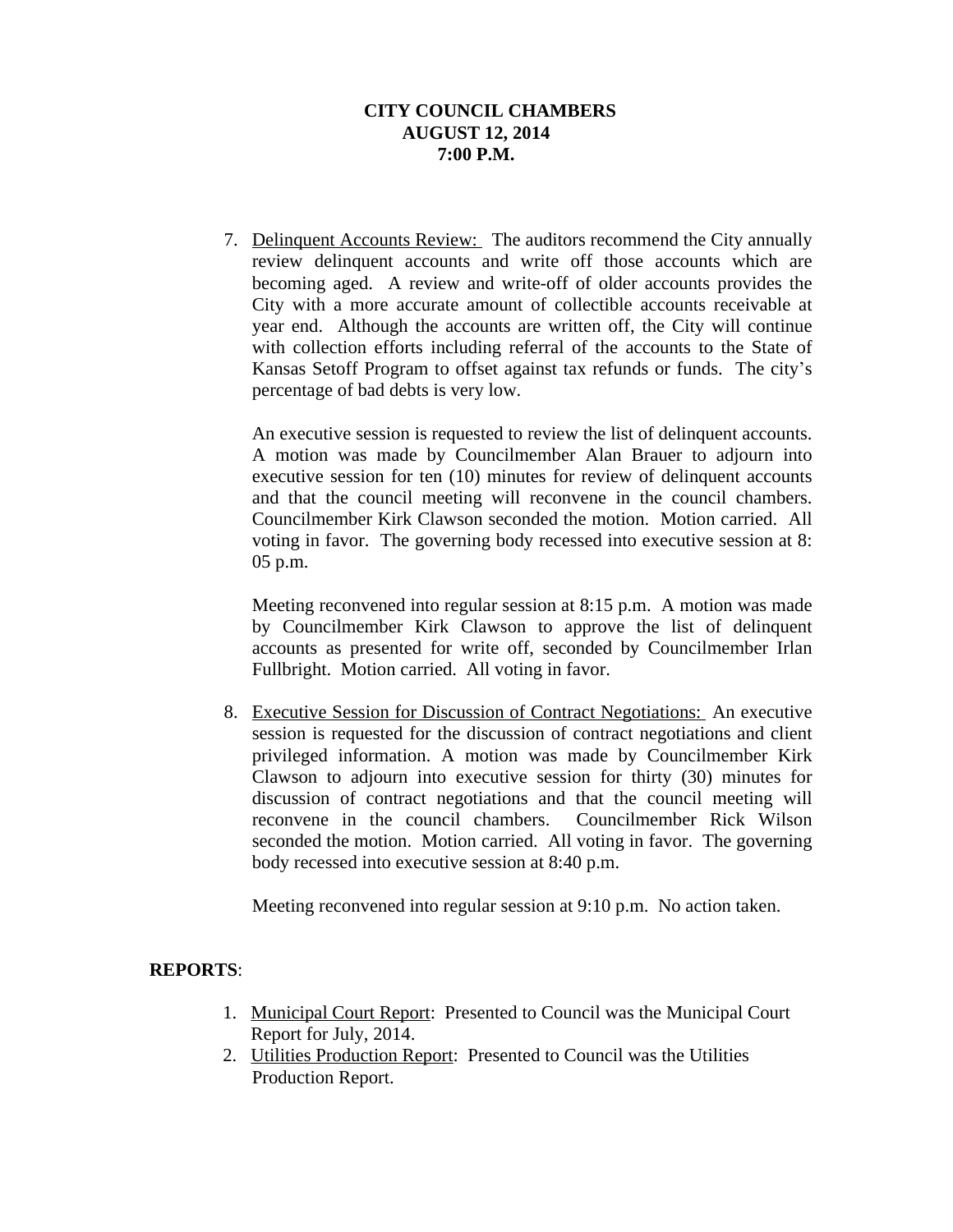**CITY COUNCIL CHAMBERS**
**AUGUST 12, 2014**
**7:00 P.M.**

7. Delinquent Accounts Review: The auditors recommend the City annually review delinquent accounts and write off those accounts which are becoming aged. A review and write-off of older accounts provides the City with a more accurate amount of collectible accounts receivable at year end. Although the accounts are written off, the City will continue with collection efforts including referral of the accounts to the State of Kansas Setoff Program to offset against tax refunds or funds. The city's percentage of bad debts is very low.

   An executive session is requested to review the list of delinquent accounts. A motion was made by Councilmember Alan Brauer to adjourn into executive session for ten (10) minutes for review of delinquent accounts and that the council meeting will reconvene in the council chambers. Councilmember Kirk Clawson seconded the motion. Motion carried. All voting in favor. The governing body recessed into executive session at 8: 05 p.m.

   Meeting reconvened into regular session at 8:15 p.m. A motion was made by Councilmember Kirk Clawson to approve the list of delinquent accounts as presented for write off, seconded by Councilmember Irlan Fullbright. Motion carried. All voting in favor.

8. Executive Session for Discussion of Contract Negotiations: An executive session is requested for the discussion of contract negotiations and client privileged information. A motion was made by Councilmember Kirk Clawson to adjourn into executive session for thirty (30) minutes for discussion of contract negotiations and that the council meeting will reconvene in the council chambers. Councilmember Rick Wilson seconded the motion. Motion carried. All voting in favor. The governing body recessed into executive session at 8:40 p.m.

   Meeting reconvened into regular session at 9:10 p.m. No action taken.

**REPORTS**:

1. Municipal Court Report: Presented to Council was the Municipal Court Report for July, 2014.
2. Utilities Production Report: Presented to Council was the Utilities Production Report.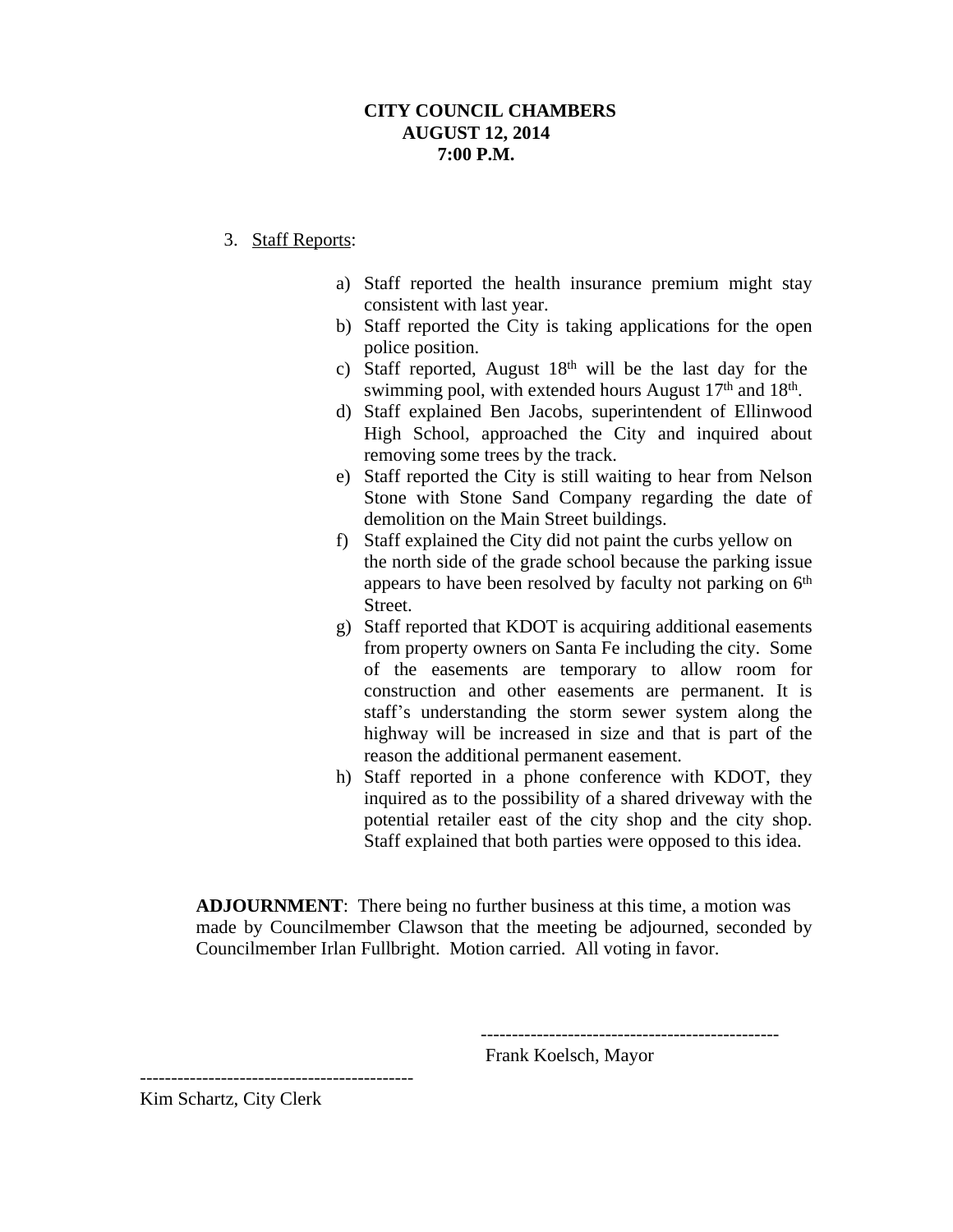**CITY COUNCIL CHAMBERS**
**AUGUST 12, 2014**
**7:00 P.M.**

3. Staff Reports:

   a) Staff reported the health insurance premium might stay consistent with last year.
   b) Staff reported the City is taking applications for the open police position.
   c) Staff reported, August 18th will be the last day for the swimming pool, with extended hours August 17th and 18th.
   d) Staff explained Ben Jacobs, superintendent of Ellinwood High School, approached the City and inquired about removing some trees by the track.
   e) Staff reported the City is still waiting to hear from Nelson Stone with Stone Sand Company regarding the date of demolition on the Main Street buildings.
   f) Staff explained the City did not paint the curbs yellow on the north side of the grade school because the parking issue appears to have been resolved by faculty not parking on 6th Street.
   g) Staff reported that KDOT is acquiring additional easements from property owners on Santa Fe including the city. Some of the easements are temporary to allow room for construction and other easements are permanent. It is staff's understanding the storm sewer system along the highway will be increased in size and that is part of the reason the additional permanent easement.
   h) Staff reported in a phone conference with KDOT, they inquired as to the possibility of a shared driveway with the potential retailer east of the city shop and the city shop. Staff explained that both parties were opposed to this idea.

**ADJOURNMENT**: There being no further business at this time, a motion was made by Councilmember Clawson that the meeting be adjourned, seconded by Councilmember Irlan Fullbright. Motion carried. All voting in favor.

------------------------------------------------
Frank Koelsch, Mayor

--------------------------------------------
Kim Schartz, City Clerk